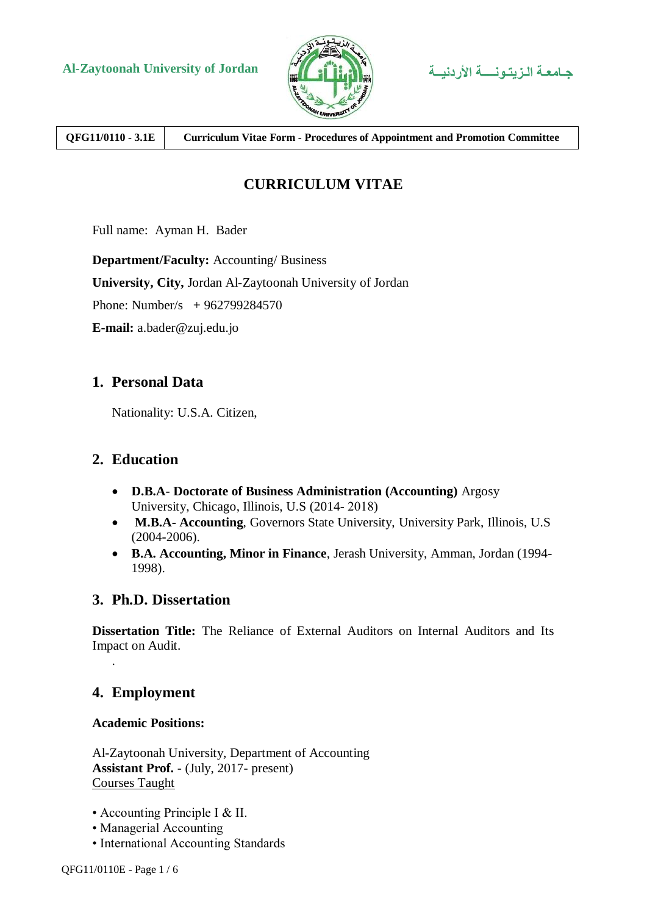**Al-Zaytoonah University of Jordan** جـامعـة الـزيـتـونـــة الأردنيــة

| QFG11/0110 - 3.1E | Curriculum Vitae Form - Procedures of Appointment and Promotion Committee |
|---|---|

# CURRICULUM VITAE

Full name: Ayman H. Bader

**Department/Faculty:** Accounting/ Business

**University, City,** Jordan Al-Zaytoonah University of Jordan

Phone: Number/s + 962799284570

**E-mail:** a.bader@zuj.edu.jo

## 1. Personal Data

Nationality: U.S.A. Citizen,

## 2. Education

- **D.B.A- Doctorate of Business Administration (Accounting)** Argosy University, Chicago, Illinois, U.S (2014- 2018)
- **M.B.A- Accounting**, Governors State University, University Park, Illinois, U.S (2004-2006).
- **B.A. Accounting, Minor in Finance**, Jerash University, Amman, Jordan (1994-1998).

## 3. Ph.D. Dissertation

**Dissertation Title:** The Reliance of External Auditors on Internal Auditors and Its Impact on Audit.

.

## 4. Employment

**Academic Positions:**

Al-Zaytoonah University, Department of Accounting
**Assistant Prof.** - (July, 2017- present)
Courses Taught

- Accounting Principle I & II.
- Managerial Accounting
- International Accounting Standards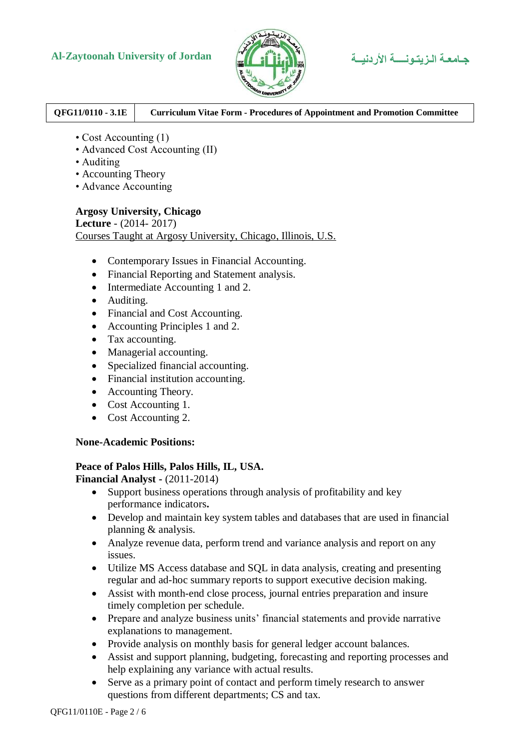- Cost Accounting (1)
- Advanced Cost Accounting (II)
- Auditing
- Accounting Theory
- Advance Accounting

**Argosy University, Chicago**
**Lecture** - (2014- 2017)
Courses Taught at Argosy University, Chicago, Illinois, U.S.

- Contemporary Issues in Financial Accounting.
- Financial Reporting and Statement analysis.
- Intermediate Accounting 1 and 2.
- Auditing.
- Financial and Cost Accounting.
- Accounting Principles 1 and 2.
- Tax accounting.
- Managerial accounting.
- Specialized financial accounting.
- Financial institution accounting.
- Accounting Theory.
- Cost Accounting 1.
- Cost Accounting 2.

**None-Academic Positions:**

**Peace of Palos Hills, Palos Hills, IL, USA.**
**Financial Analyst** - (2011-2014)

- Support business operations through analysis of profitability and key performance indicators**.**
- Develop and maintain key system tables and databases that are used in financial planning & analysis.
- Analyze revenue data, perform trend and variance analysis and report on any issues.
- Utilize MS Access database and SQL in data analysis, creating and presenting regular and ad-hoc summary reports to support executive decision making.
- Assist with month-end close process, journal entries preparation and insure timely completion per schedule.
- Prepare and analyze business units' financial statements and provide narrative explanations to management.
- Provide analysis on monthly basis for general ledger account balances.
- Assist and support planning, budgeting, forecasting and reporting processes and help explaining any variance with actual results.
- Serve as a primary point of contact and perform timely research to answer questions from different departments; CS and tax.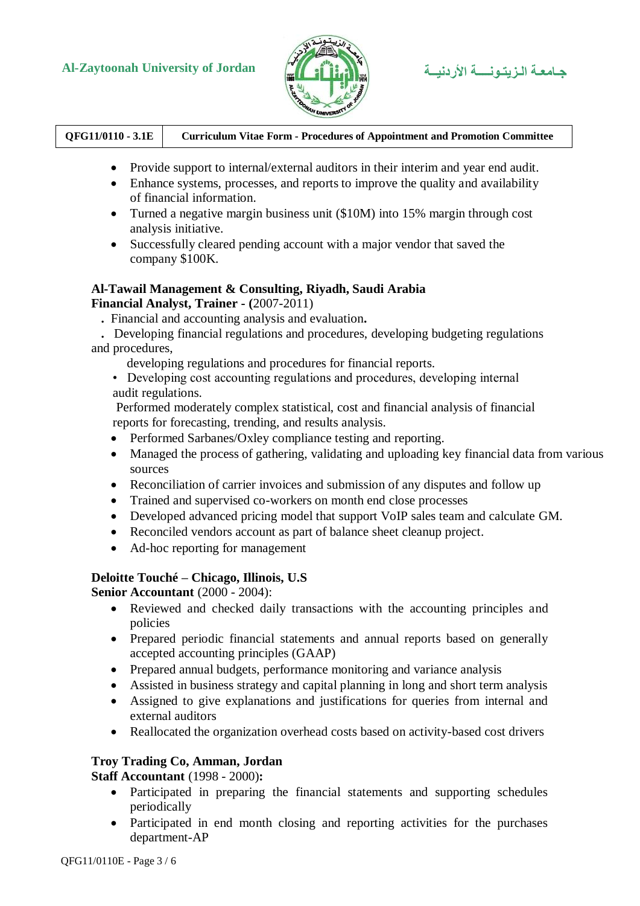- Provide support to internal/external auditors in their interim and year end audit.
- Enhance systems, processes, and reports to improve the quality and availability of financial information.
- Turned a negative margin business unit ($10M) into 15% margin through cost analysis initiative.
- Successfully cleared pending account with a major vendor that saved the company $100K.

**Al-Tawail Management & Consulting, Riyadh, Saudi Arabia**
**Financial Analyst, Trainer - (**2007-2011)

. Financial and accounting analysis and evaluation**.**

. Developing financial regulations and procedures, developing budgeting regulations and procedures,

developing regulations and procedures for financial reports.

• Developing cost accounting regulations and procedures, developing internal audit regulations.

Performed moderately complex statistical, cost and financial analysis of financial reports for forecasting, trending, and results analysis.

- Performed Sarbanes/Oxley compliance testing and reporting.
- Managed the process of gathering, validating and uploading key financial data from various sources
- Reconciliation of carrier invoices and submission of any disputes and follow up
- Trained and supervised co-workers on month end close processes
- Developed advanced pricing model that support VoIP sales team and calculate GM.
- Reconciled vendors account as part of balance sheet cleanup project.
- Ad-hoc reporting for management

**Deloitte Touché – Chicago, Illinois, U.S**
**Senior Accountant** (2000 - 2004):

- Reviewed and checked daily transactions with the accounting principles and policies
- Prepared periodic financial statements and annual reports based on generally accepted accounting principles (GAAP)
- Prepared annual budgets, performance monitoring and variance analysis
- Assisted in business strategy and capital planning in long and short term analysis
- Assigned to give explanations and justifications for queries from internal and external auditors
- Reallocated the organization overhead costs based on activity-based cost drivers

**Troy Trading Co, Amman, Jordan**
**Staff Accountant** (1998 - 2000)**:**

- Participated in preparing the financial statements and supporting schedules periodically
- Participated in end month closing and reporting activities for the purchases department-AP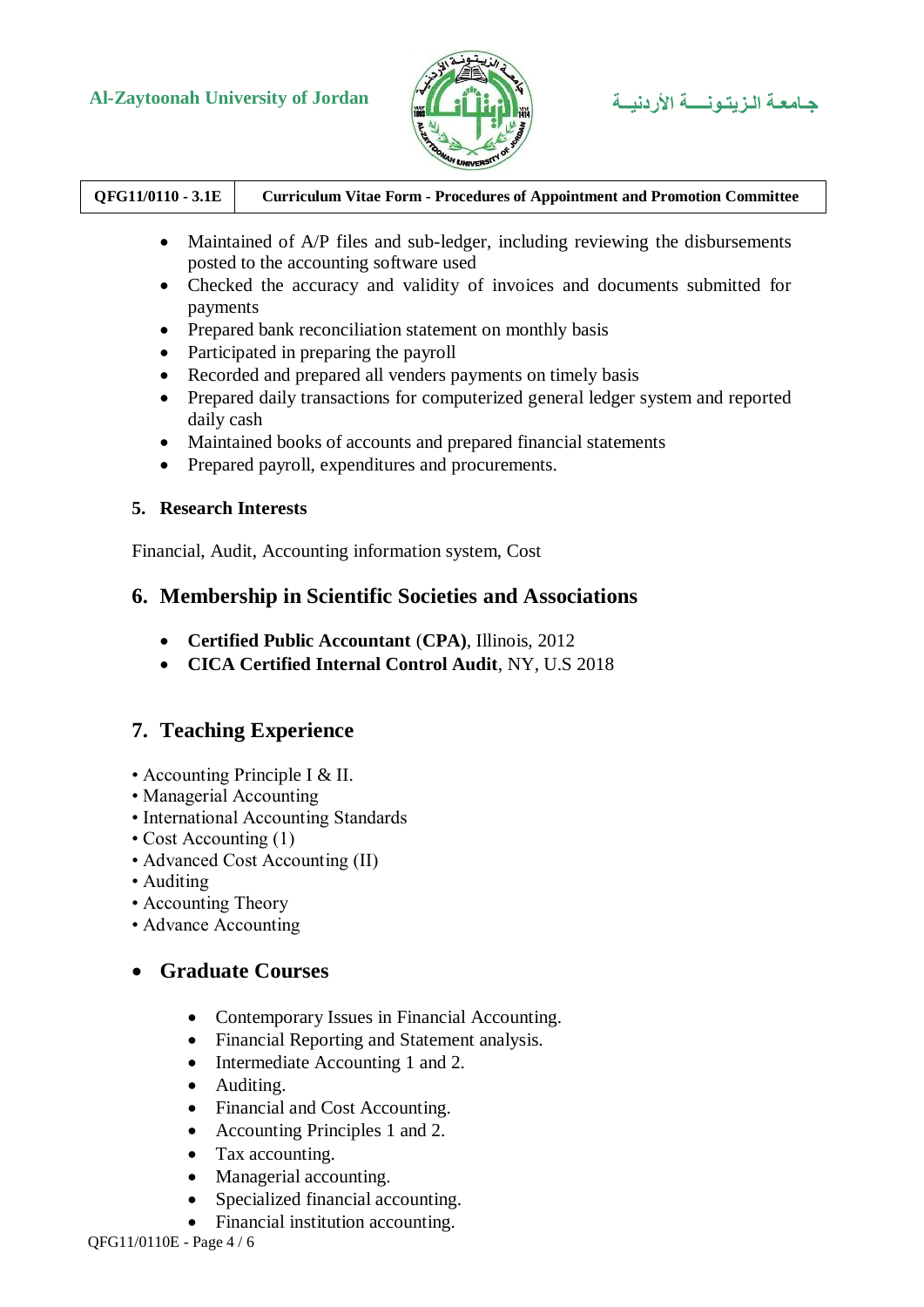- Maintained of A/P files and sub-ledger, including reviewing the disbursements posted to the accounting software used
- Checked the accuracy and validity of invoices and documents submitted for payments
- Prepared bank reconciliation statement on monthly basis
- Participated in preparing the payroll
- Recorded and prepared all venders payments on timely basis
- Prepared daily transactions for computerized general ledger system and reported daily cash
- Maintained books of accounts and prepared financial statements
- Prepared payroll, expenditures and procurements.

### 5. Research Interests

Financial, Audit, Accounting information system, Cost

## 6. Membership in Scientific Societies and Associations

- **Certified Public Accountant** (**CPA)**, Illinois, 2012
- **CICA Certified Internal Control Audit**, NY, U.S 2018

## 7. Teaching Experience

- Accounting Principle I & II.
- Managerial Accounting
- International Accounting Standards
- Cost Accounting (1)
- Advanced Cost Accounting (II)
- Auditing
- Accounting Theory
- Advance Accounting

## Graduate Courses

- Contemporary Issues in Financial Accounting.
- Financial Reporting and Statement analysis.
- Intermediate Accounting 1 and 2.
- Auditing.
- Financial and Cost Accounting.
- Accounting Principles 1 and 2.
- Tax accounting.
- Managerial accounting.
- Specialized financial accounting.
- Financial institution accounting.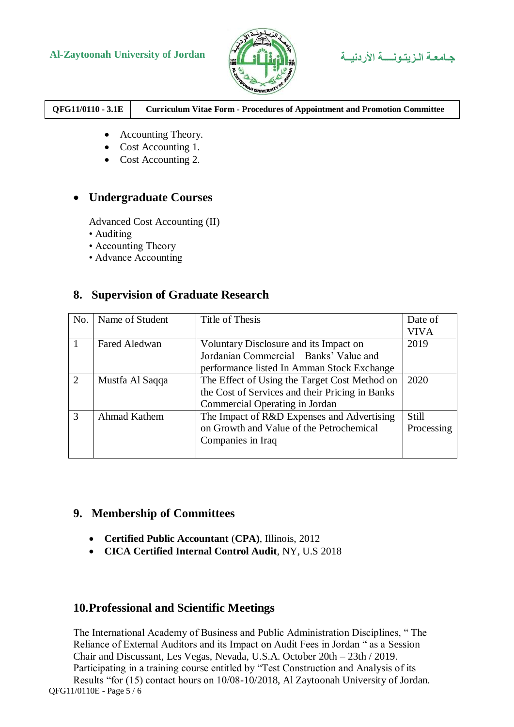- Accounting Theory.
- Cost Accounting 1.
- Cost Accounting 2.

- **Undergraduate Courses**

  Advanced Cost Accounting (II)
  • Auditing
  • Accounting Theory
  • Advance Accounting

## 8. Supervision of Graduate Research

| No. | Name of Student | Title of Thesis | Date of VIVA |
|---|---|---|---|
| 1 | Fared Aledwan | Voluntary Disclosure and its Impact on Jordanian Commercial Banks' Value and performance listed In Amman Stock Exchange | 2019 |
| 2 | Mustfa Al Saqqa | The Effect of Using the Target Cost Method on the Cost of Services and their Pricing in Banks Commercial Operating in Jordan | 2020 |
| 3 | Ahmad Kathem | The Impact of R&D Expenses and Advertising on Growth and Value of the Petrochemical Companies in Iraq | Still Processing |

## 9. Membership of Committees

- **Certified Public Accountant** (**CPA)**, Illinois, 2012
- **CICA Certified Internal Control Audit**, NY, U.S 2018

## 10. Professional and Scientific Meetings

The International Academy of Business and Public Administration Disciplines, " The Reliance of External Auditors and its Impact on Audit Fees in Jordan " as a Session Chair and Discussant, Les Vegas, Nevada, U.S.A. October 20th – 23th / 2019.
Participating in a training course entitled by "Test Construction and Analysis of its Results "for (15) contact hours on 10/08-10/2018, Al Zaytoonah University of Jordan.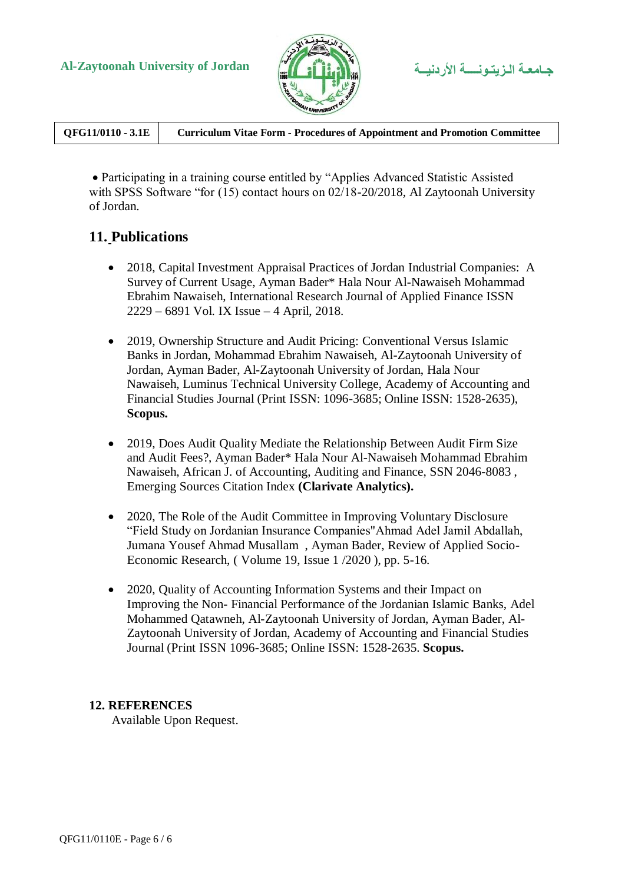- Participating in a training course entitled by "Applies Advanced Statistic Assisted with SPSS Software "for (15) contact hours on 02/18-20/2018, Al Zaytoonah University of Jordan.

## 11. Publications

- 2018, Capital Investment Appraisal Practices of Jordan Industrial Companies: A Survey of Current Usage, Ayman Bader* Hala Nour Al-Nawaiseh Mohammad Ebrahim Nawaiseh, International Research Journal of Applied Finance ISSN 2229 – 6891 Vol. IX Issue – 4 April, 2018.

- 2019, Ownership Structure and Audit Pricing: Conventional Versus Islamic Banks in Jordan, Mohammad Ebrahim Nawaiseh, Al-Zaytoonah University of Jordan, Ayman Bader, Al-Zaytoonah University of Jordan, Hala Nour Nawaiseh, Luminus Technical University College, Academy of Accounting and Financial Studies Journal (Print ISSN: 1096-3685; Online ISSN: 1528-2635), **Scopus.**

- 2019, Does Audit Quality Mediate the Relationship Between Audit Firm Size and Audit Fees?, Ayman Bader* Hala Nour Al-Nawaiseh Mohammad Ebrahim Nawaiseh, African J. of Accounting, Auditing and Finance, SSN 2046-8083 , Emerging Sources Citation Index **(Clarivate Analytics).**

- 2020, The Role of the Audit Committee in Improving Voluntary Disclosure "Field Study on Jordanian Insurance Companies"Ahmad Adel Jamil Abdallah, Jumana Yousef Ahmad Musallam , Ayman Bader, Review of Applied Socio-Economic Research, ( Volume 19, Issue 1 /2020 ), pp. 5-16.

- 2020, Quality of Accounting Information Systems and their Impact on Improving the Non- Financial Performance of the Jordanian Islamic Banks, Adel Mohammed Qatawneh, Al-Zaytoonah University of Jordan, Ayman Bader, Al-Zaytoonah University of Jordan, Academy of Accounting and Financial Studies Journal (Print ISSN 1096-3685; Online ISSN: 1528-2635. **Scopus.**

## 12. REFERENCES

Available Upon Request.